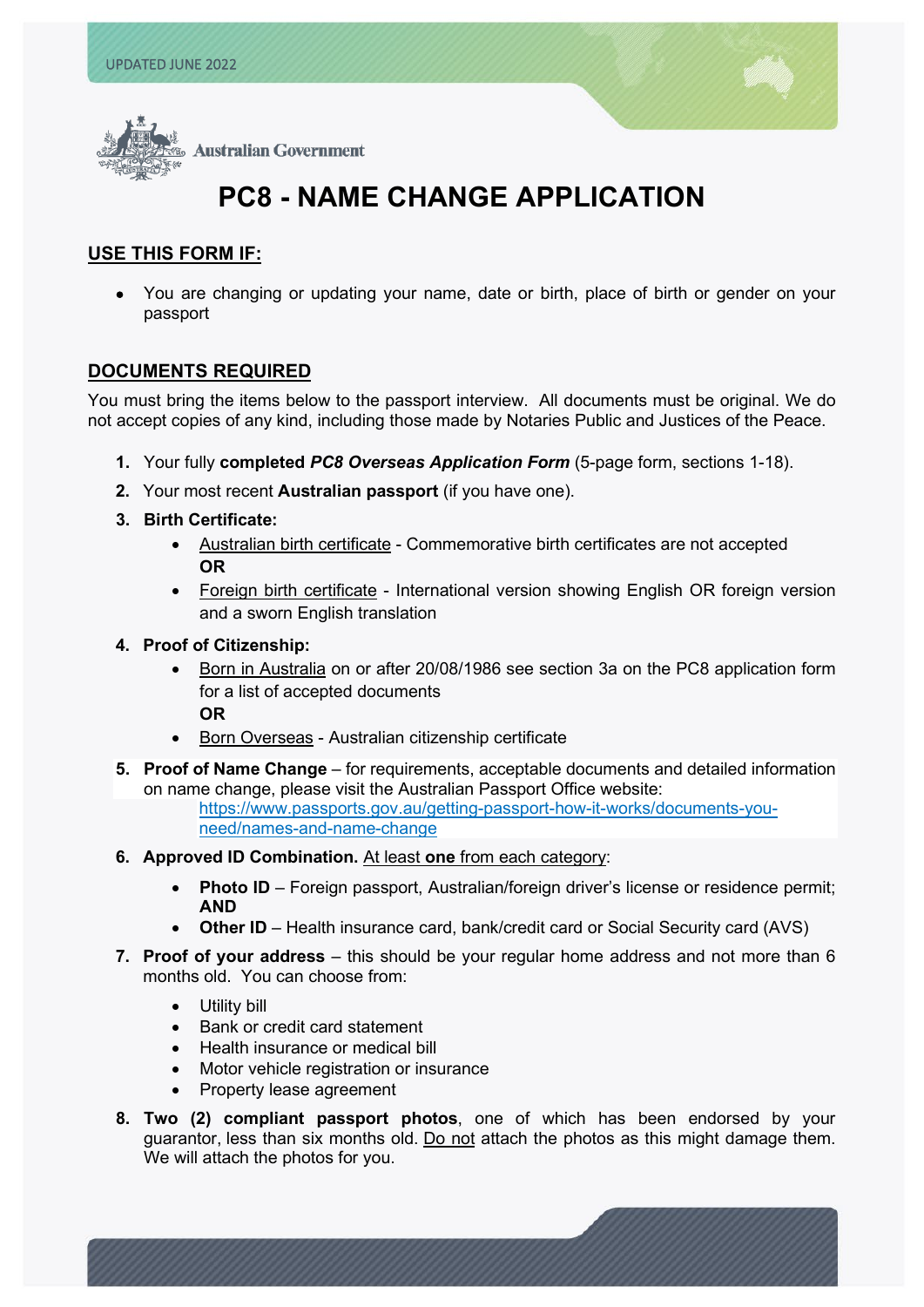UPDATED JUNE 2022

Australian Government

# PC8 - NAME CHANGE APPLICATION

## USE THIS FORM IF:

- You are changing or updating your name, date or birth, place of birth or gender on your passport

## DOCUMENTS REQUIRED

You must bring the items below to the passport interview. All documents must be original. We do not accept copies of any kind, including those made by Notaries Public and Justices of the Peace.

1. Your fully **completed *PC8 Overseas Application Form*** (5-page form, sections 1-18).
2. Your most recent **Australian passport** (if you have one).
3. **Birth Certificate:**
   - Australian birth certificate - Commemorative birth certificates are not accepted
     **OR**
   - Foreign birth certificate - International version showing English OR foreign version and a sworn English translation
4. **Proof of Citizenship:**
   - Born in Australia on or after 20/08/1986 see section 3a on the PC8 application form for a list of accepted documents
     **OR**
   - Born Overseas - Australian citizenship certificate
5. **Proof of Name Change** – for requirements, acceptable documents and detailed information on name change, please visit the Australian Passport Office website:
   https://www.passports.gov.au/getting-passport-how-it-works/documents-you-need/names-and-name-change
6. **Approved ID Combination.** At least **one** from each category:
   - **Photo ID** – Foreign passport, Australian/foreign driver's license or residence permit; **AND**
   - **Other ID** – Health insurance card, bank/credit card or Social Security card (AVS)
7. **Proof of your address** – this should be your regular home address and not more than 6 months old. You can choose from:
   - Utility bill
   - Bank or credit card statement
   - Health insurance or medical bill
   - Motor vehicle registration or insurance
   - Property lease agreement
8. **Two (2) compliant passport photos**, one of which has been endorsed by your guarantor, less than six months old. Do not attach the photos as this might damage them. We will attach the photos for you.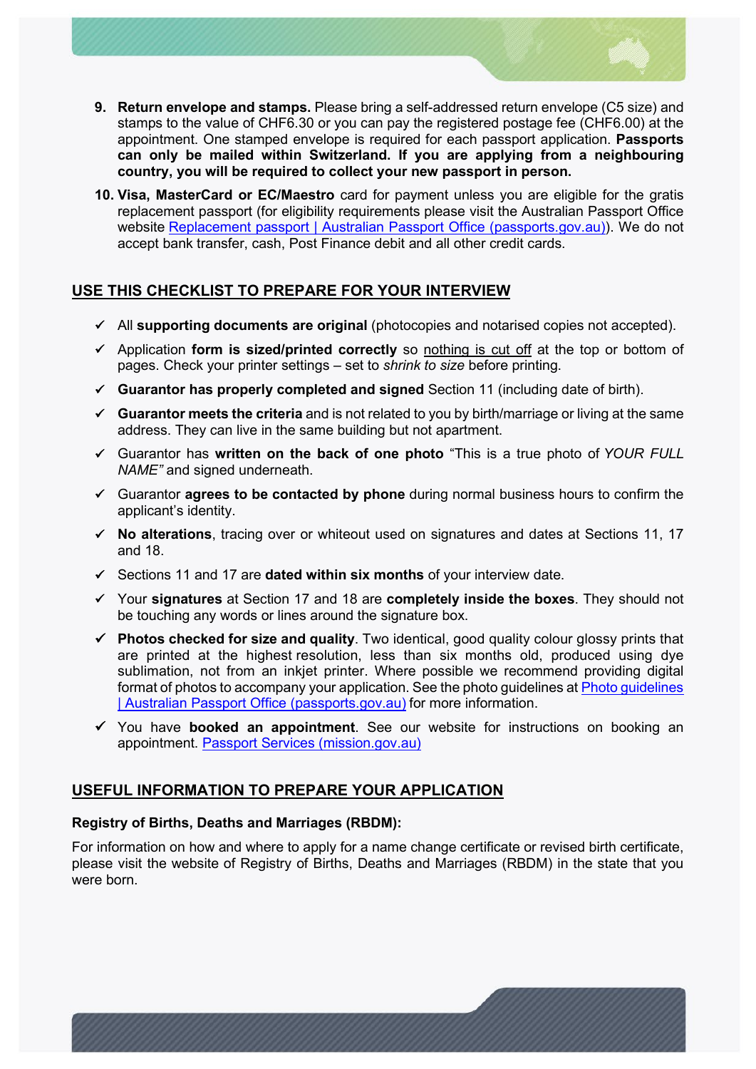9. **Return envelope and stamps.** Please bring a self-addressed return envelope (C5 size) and stamps to the value of CHF6.30 or you can pay the registered postage fee (CHF6.00) at the appointment. One stamped envelope is required for each passport application. **Passports can only be mailed within Switzerland. If you are applying from a neighbouring country, you will be required to collect your new passport in person.**

10. **Visa, MasterCard or EC/Maestro** card for payment unless you are eligible for the gratis replacement passport (for eligibility requirements please visit the Australian Passport Office website [Replacement passport | Australian Passport Office (passports.gov.au)]). We do not accept bank transfer, cash, Post Finance debit and all other credit cards.

## USE THIS CHECKLIST TO PREPARE FOR YOUR INTERVIEW

- ✓ All **supporting documents are original** (photocopies and notarised copies not accepted).
- ✓ Application **form is sized/printed correctly** so nothing is cut off at the top or bottom of pages. Check your printer settings – set to *shrink to size* before printing.
- ✓ **Guarantor has properly completed and signed** Section 11 (including date of birth).
- ✓ **Guarantor meets the criteria** and is not related to you by birth/marriage or living at the same address. They can live in the same building but not apartment.
- ✓ Guarantor has **written on the back of one photo** "This is a true photo of *YOUR FULL NAME"* and signed underneath.
- ✓ Guarantor **agrees to be contacted by phone** during normal business hours to confirm the applicant's identity.
- ✓ **No alterations**, tracing over or whiteout used on signatures and dates at Sections 11, 17 and 18.
- ✓ Sections 11 and 17 are **dated within six months** of your interview date.
- ✓ Your **signatures** at Section 17 and 18 are **completely inside the boxes**. They should not be touching any words or lines around the signature box.
- ✓ **Photos checked for size and quality**. Two identical, good quality colour glossy prints that are printed at the highest resolution, less than six months old, produced using dye sublimation, not from an inkjet printer. Where possible we recommend providing digital format of photos to accompany your application. See the photo guidelines at [Photo guidelines | Australian Passport Office (passports.gov.au)] for more information.
- ✓ You have **booked an appointment**. See our website for instructions on booking an appointment. [Passport Services (mission.gov.au)]

## USEFUL INFORMATION TO PREPARE YOUR APPLICATION

**Registry of Births, Deaths and Marriages (RBDM):**

For information on how and where to apply for a name change certificate or revised birth certificate, please visit the website of Registry of Births, Deaths and Marriages (RBDM) in the state that you were born.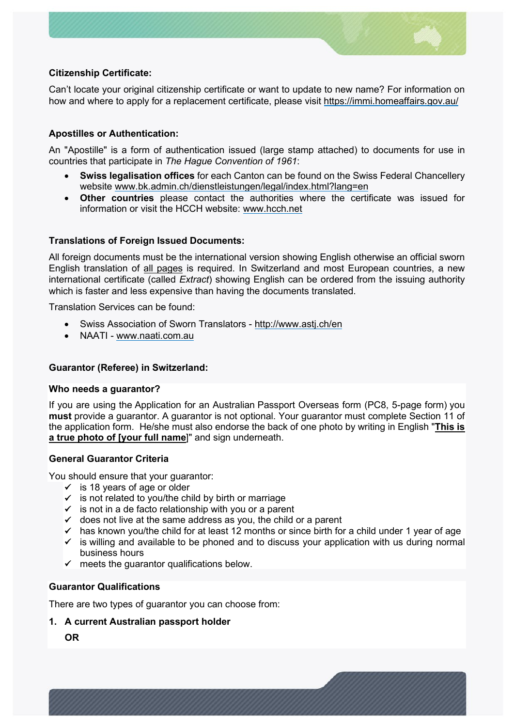**Citizenship Certificate:**

Can't locate your original citizenship certificate or want to update to new name? For information on how and where to apply for a replacement certificate, please visit https://immi.homeaffairs.gov.au/

**Apostilles or Authentication:**

An "Apostille" is a form of authentication issued (large stamp attached) to documents for use in countries that participate in *The Hague Convention of 1961*:

- **Swiss legalisation offices** for each Canton can be found on the Swiss Federal Chancellery website www.bk.admin.ch/dienstleistungen/legal/index.html?lang=en
- **Other countries** please contact the authorities where the certificate was issued for information or visit the HCCH website: www.hcch.net

**Translations of Foreign Issued Documents:**

All foreign documents must be the international version showing English otherwise an official sworn English translation of all pages is required. In Switzerland and most European countries, a new international certificate (called *Extract*) showing English can be ordered from the issuing authority which is faster and less expensive than having the documents translated.

Translation Services can be found:

- Swiss Association of Sworn Translators - http://www.astj.ch/en
- NAATI - www.naati.com.au

**Guarantor (Referee) in Switzerland:**

**Who needs a guarantor?**

If you are using the Application for an Australian Passport Overseas form (PC8, 5-page form) you **must** provide a guarantor. A guarantor is not optional. Your guarantor must complete Section 11 of the application form. He/she must also endorse the back of one photo by writing in English "**This is a true photo of [your full name]**" and sign underneath.

**General Guarantor Criteria**

You should ensure that your guarantor:

- ✓ is 18 years of age or older
- ✓ is not related to you/the child by birth or marriage
- ✓ is not in a de facto relationship with you or a parent
- ✓ does not live at the same address as you, the child or a parent
- ✓ has known you/the child for at least 12 months or since birth for a child under 1 year of age
- ✓ is willing and available to be phoned and to discuss your application with us during normal business hours
- ✓ meets the guarantor qualifications below.

**Guarantor Qualifications**

There are two types of guarantor you can choose from:

1. **A current Australian passport holder**

   **OR**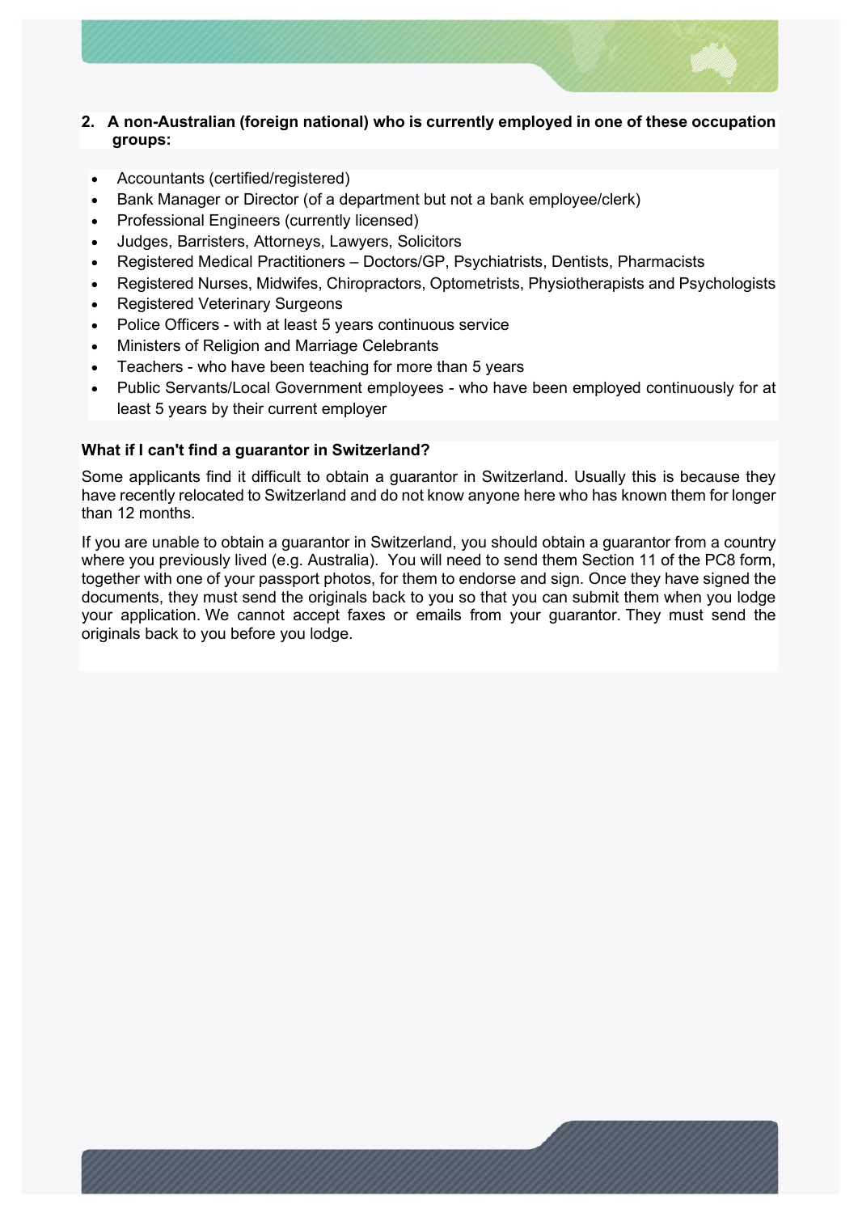**2. A non-Australian (foreign national) who is currently employed in one of these occupation groups:**

- Accountants (certified/registered)
- Bank Manager or Director (of a department but not a bank employee/clerk)
- Professional Engineers (currently licensed)
- Judges, Barristers, Attorneys, Lawyers, Solicitors
- Registered Medical Practitioners – Doctors/GP, Psychiatrists, Dentists, Pharmacists
- Registered Nurses, Midwifes, Chiropractors, Optometrists, Physiotherapists and Psychologists
- Registered Veterinary Surgeons
- Police Officers - with at least 5 years continuous service
- Ministers of Religion and Marriage Celebrants
- Teachers - who have been teaching for more than 5 years
- Public Servants/Local Government employees - who have been employed continuously for at least 5 years by their current employer

**What if I can't find a guarantor in Switzerland?**

Some applicants find it difficult to obtain a guarantor in Switzerland. Usually this is because they have recently relocated to Switzerland and do not know anyone here who has known them for longer than 12 months.

If you are unable to obtain a guarantor in Switzerland, you should obtain a guarantor from a country where you previously lived (e.g. Australia). You will need to send them Section 11 of the PC8 form, together with one of your passport photos, for them to endorse and sign. Once they have signed the documents, they must send the originals back to you so that you can submit them when you lodge your application. We cannot accept faxes or emails from your guarantor. They must send the originals back to you before you lodge.